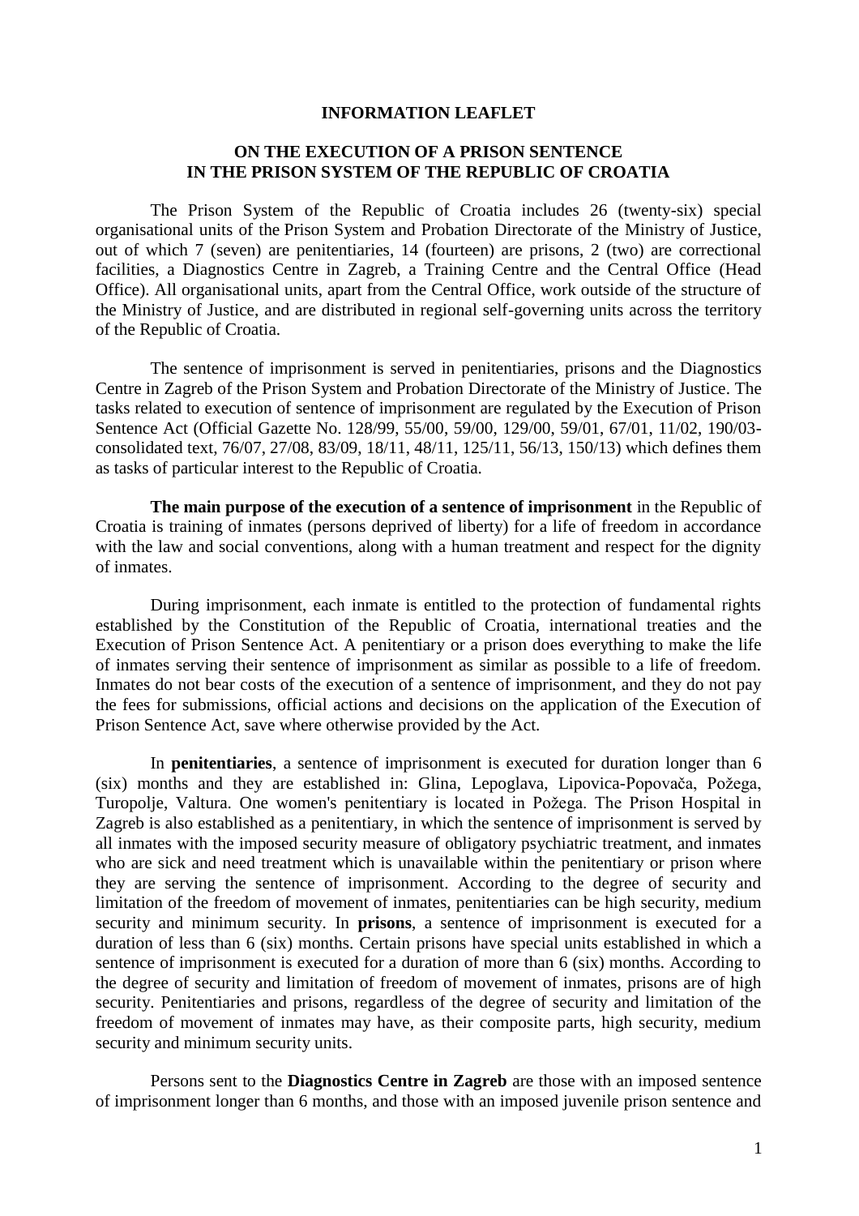# INFORMATION LEAFLET

## ON THE EXECUTION OF A PRISON SENTENCE IN THE PRISON SYSTEM OF THE REPUBLIC OF CROATIA

The Prison System of the Republic of Croatia includes 26 (twenty-six) special organisational units of the Prison System and Probation Directorate of the Ministry of Justice, out of which 7 (seven) are penitentiaries, 14 (fourteen) are prisons, 2 (two) are correctional facilities, a Diagnostics Centre in Zagreb, a Training Centre and the Central Office (Head Office). All organisational units, apart from the Central Office, work outside of the structure of the Ministry of Justice, and are distributed in regional self-governing units across the territory of the Republic of Croatia.

The sentence of imprisonment is served in penitentiaries, prisons and the Diagnostics Centre in Zagreb of the Prison System and Probation Directorate of the Ministry of Justice. The tasks related to execution of sentence of imprisonment are regulated by the Execution of Prison Sentence Act (Official Gazette No. 128/99, 55/00, 59/00, 129/00, 59/01, 67/01, 11/02, 190/03-consolidated text, 76/07, 27/08, 83/09, 18/11, 48/11, 125/11, 56/13, 150/13) which defines them as tasks of particular interest to the Republic of Croatia.

**The main purpose of the execution of a sentence of imprisonment** in the Republic of Croatia is training of inmates (persons deprived of liberty) for a life of freedom in accordance with the law and social conventions, along with a human treatment and respect for the dignity of inmates.

During imprisonment, each inmate is entitled to the protection of fundamental rights established by the Constitution of the Republic of Croatia, international treaties and the Execution of Prison Sentence Act. A penitentiary or a prison does everything to make the life of inmates serving their sentence of imprisonment as similar as possible to a life of freedom. Inmates do not bear costs of the execution of a sentence of imprisonment, and they do not pay the fees for submissions, official actions and decisions on the application of the Execution of Prison Sentence Act, save where otherwise provided by the Act.

In **penitentiaries**, a sentence of imprisonment is executed for duration longer than 6 (six) months and they are established in: Glina, Lepoglava, Lipovica-Popovača, Požega, Turopolje, Valtura. One women's penitentiary is located in Požega. The Prison Hospital in Zagreb is also established as a penitentiary, in which the sentence of imprisonment is served by all inmates with the imposed security measure of obligatory psychiatric treatment, and inmates who are sick and need treatment which is unavailable within the penitentiary or prison where they are serving the sentence of imprisonment. According to the degree of security and limitation of the freedom of movement of inmates, penitentiaries can be high security, medium security and minimum security. In **prisons**, a sentence of imprisonment is executed for a duration of less than 6 (six) months. Certain prisons have special units established in which a sentence of imprisonment is executed for a duration of more than 6 (six) months. According to the degree of security and limitation of freedom of movement of inmates, prisons are of high security. Penitentiaries and prisons, regardless of the degree of security and limitation of the freedom of movement of inmates may have, as their composite parts, high security, medium security and minimum security units.

Persons sent to the **Diagnostics Centre in Zagreb** are those with an imposed sentence of imprisonment longer than 6 months, and those with an imposed juvenile prison sentence and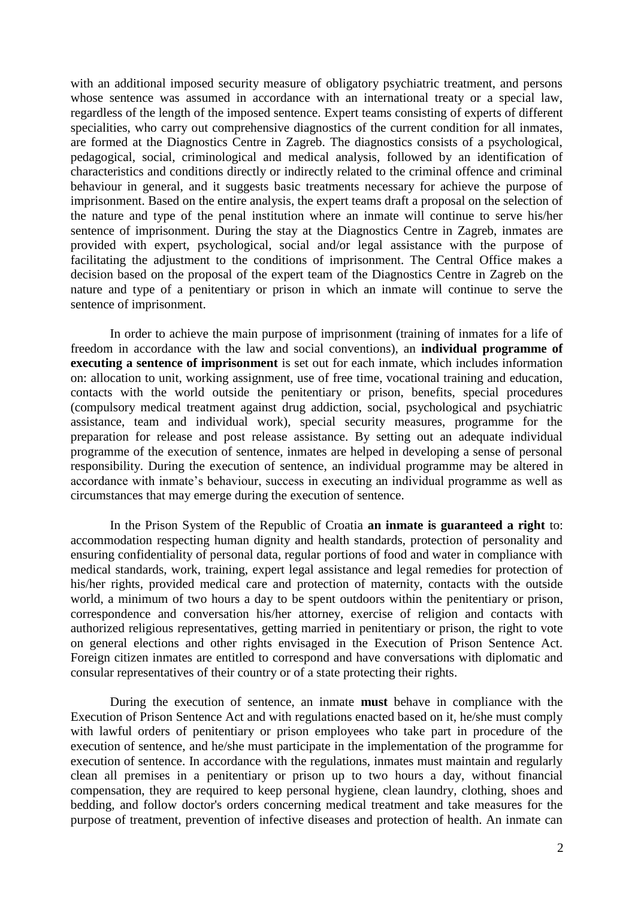with an additional imposed security measure of obligatory psychiatric treatment, and persons whose sentence was assumed in accordance with an international treaty or a special law, regardless of the length of the imposed sentence. Expert teams consisting of experts of different specialities, who carry out comprehensive diagnostics of the current condition for all inmates, are formed at the Diagnostics Centre in Zagreb. The diagnostics consists of a psychological, pedagogical, social, criminological and medical analysis, followed by an identification of characteristics and conditions directly or indirectly related to the criminal offence and criminal behaviour in general, and it suggests basic treatments necessary for achieve the purpose of imprisonment. Based on the entire analysis, the expert teams draft a proposal on the selection of the nature and type of the penal institution where an inmate will continue to serve his/her sentence of imprisonment. During the stay at the Diagnostics Centre in Zagreb, inmates are provided with expert, psychological, social and/or legal assistance with the purpose of facilitating the adjustment to the conditions of imprisonment. The Central Office makes a decision based on the proposal of the expert team of the Diagnostics Centre in Zagreb on the nature and type of a penitentiary or prison in which an inmate will continue to serve the sentence of imprisonment.

In order to achieve the main purpose of imprisonment (training of inmates for a life of freedom in accordance with the law and social conventions), an **individual programme of executing a sentence of imprisonment** is set out for each inmate, which includes information on: allocation to unit, working assignment, use of free time, vocational training and education, contacts with the world outside the penitentiary or prison, benefits, special procedures (compulsory medical treatment against drug addiction, social, psychological and psychiatric assistance, team and individual work), special security measures, programme for the preparation for release and post release assistance. By setting out an adequate individual programme of the execution of sentence, inmates are helped in developing a sense of personal responsibility. During the execution of sentence, an individual programme may be altered in accordance with inmate's behaviour, success in executing an individual programme as well as circumstances that may emerge during the execution of sentence.

In the Prison System of the Republic of Croatia **an inmate is guaranteed a right** to: accommodation respecting human dignity and health standards, protection of personality and ensuring confidentiality of personal data, regular portions of food and water in compliance with medical standards, work, training, expert legal assistance and legal remedies for protection of his/her rights, provided medical care and protection of maternity, contacts with the outside world, a minimum of two hours a day to be spent outdoors within the penitentiary or prison, correspondence and conversation his/her attorney, exercise of religion and contacts with authorized religious representatives, getting married in penitentiary or prison, the right to vote on general elections and other rights envisaged in the Execution of Prison Sentence Act. Foreign citizen inmates are entitled to correspond and have conversations with diplomatic and consular representatives of their country or of a state protecting their rights.

During the execution of sentence, an inmate **must** behave in compliance with the Execution of Prison Sentence Act and with regulations enacted based on it, he/she must comply with lawful orders of penitentiary or prison employees who take part in procedure of the execution of sentence, and he/she must participate in the implementation of the programme for execution of sentence. In accordance with the regulations, inmates must maintain and regularly clean all premises in a penitentiary or prison up to two hours a day, without financial compensation, they are required to keep personal hygiene, clean laundry, clothing, shoes and bedding, and follow doctor's orders concerning medical treatment and take measures for the purpose of treatment, prevention of infective diseases and protection of health. An inmate can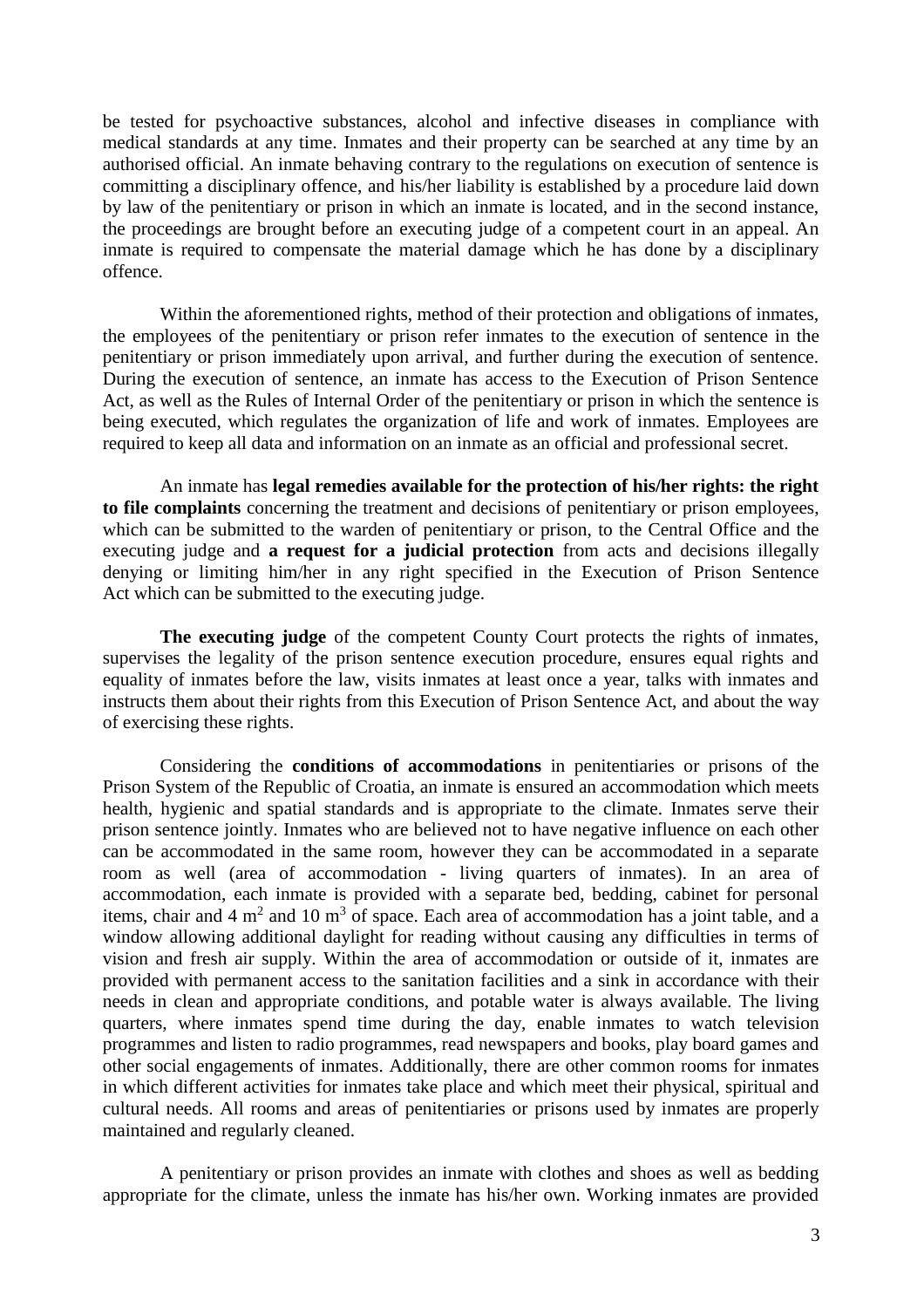be tested for psychoactive substances, alcohol and infective diseases in compliance with medical standards at any time. Inmates and their property can be searched at any time by an authorised official. An inmate behaving contrary to the regulations on execution of sentence is committing a disciplinary offence, and his/her liability is established by a procedure laid down by law of the penitentiary or prison in which an inmate is located, and in the second instance, the proceedings are brought before an executing judge of a competent court in an appeal. An inmate is required to compensate the material damage which he has done by a disciplinary offence.

Within the aforementioned rights, method of their protection and obligations of inmates, the employees of the penitentiary or prison refer inmates to the execution of sentence in the penitentiary or prison immediately upon arrival, and further during the execution of sentence. During the execution of sentence, an inmate has access to the Execution of Prison Sentence Act, as well as the Rules of Internal Order of the penitentiary or prison in which the sentence is being executed, which regulates the organization of life and work of inmates. Employees are required to keep all data and information on an inmate as an official and professional secret.

An inmate has **legal remedies available for the protection of his/her rights: the right to file complaints** concerning the treatment and decisions of penitentiary or prison employees, which can be submitted to the warden of penitentiary or prison, to the Central Office and the executing judge and **a request for a judicial protection** from acts and decisions illegally denying or limiting him/her in any right specified in the Execution of Prison Sentence Act which can be submitted to the executing judge.

**The executing judge** of the competent County Court protects the rights of inmates, supervises the legality of the prison sentence execution procedure, ensures equal rights and equality of inmates before the law, visits inmates at least once a year, talks with inmates and instructs them about their rights from this Execution of Prison Sentence Act, and about the way of exercising these rights.

Considering the **conditions of accommodations** in penitentiaries or prisons of the Prison System of the Republic of Croatia, an inmate is ensured an accommodation which meets health, hygienic and spatial standards and is appropriate to the climate. Inmates serve their prison sentence jointly. Inmates who are believed not to have negative influence on each other can be accommodated in the same room, however they can be accommodated in a separate room as well (area of accommodation - living quarters of inmates). In an area of accommodation, each inmate is provided with a separate bed, bedding, cabinet for personal items, chair and 4 $m^2$ and 10 $m^3$ of space. Each area of accommodation has a joint table, and a window allowing additional daylight for reading without causing any difficulties in terms of vision and fresh air supply. Within the area of accommodation or outside of it, inmates are provided with permanent access to the sanitation facilities and a sink in accordance with their needs in clean and appropriate conditions, and potable water is always available. The living quarters, where inmates spend time during the day, enable inmates to watch television programmes and listen to radio programmes, read newspapers and books, play board games and other social engagements of inmates. Additionally, there are other common rooms for inmates in which different activities for inmates take place and which meet their physical, spiritual and cultural needs. All rooms and areas of penitentiaries or prisons used by inmates are properly maintained and regularly cleaned.

A penitentiary or prison provides an inmate with clothes and shoes as well as bedding appropriate for the climate, unless the inmate has his/her own. Working inmates are provided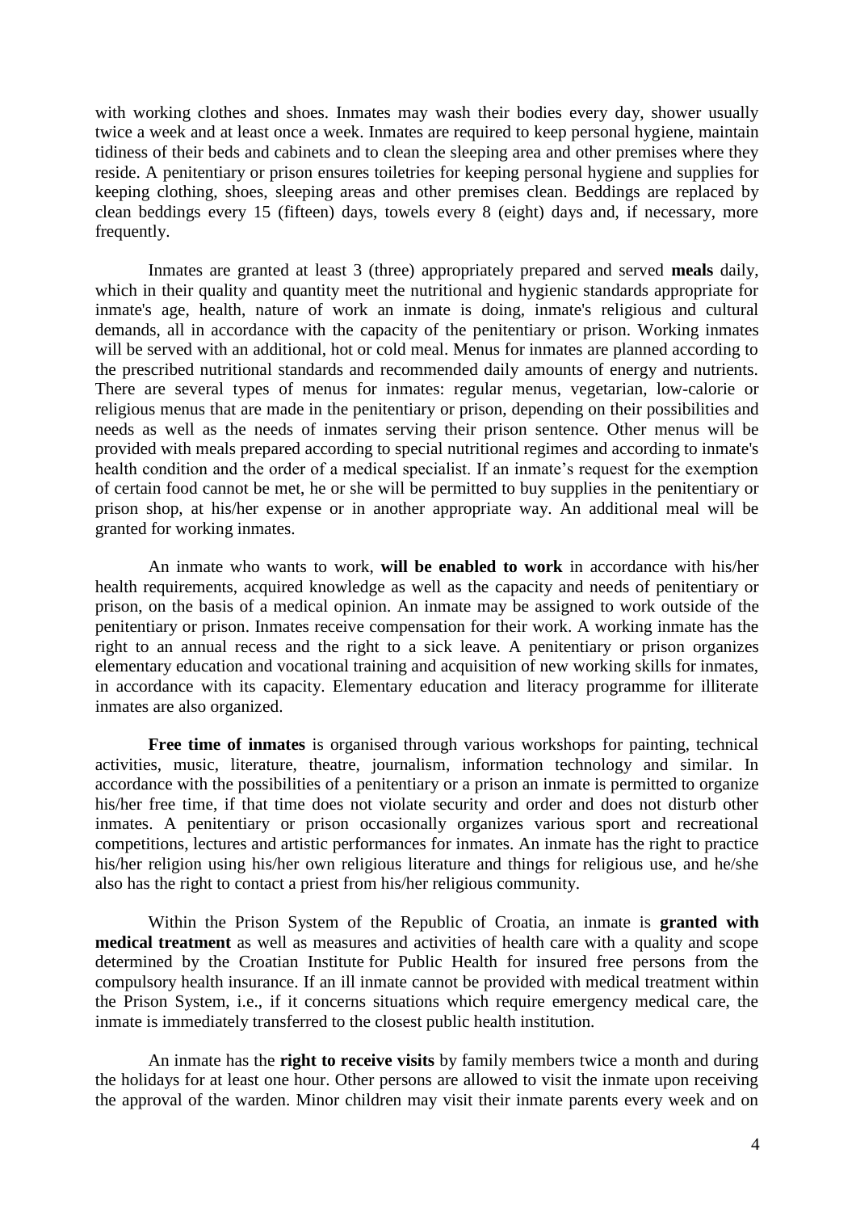with working clothes and shoes. Inmates may wash their bodies every day, shower usually twice a week and at least once a week. Inmates are required to keep personal hygiene, maintain tidiness of their beds and cabinets and to clean the sleeping area and other premises where they reside. A penitentiary or prison ensures toiletries for keeping personal hygiene and supplies for keeping clothing, shoes, sleeping areas and other premises clean. Beddings are replaced by clean beddings every 15 (fifteen) days, towels every 8 (eight) days and, if necessary, more frequently.

Inmates are granted at least 3 (three) appropriately prepared and served **meals** daily, which in their quality and quantity meet the nutritional and hygienic standards appropriate for inmate's age, health, nature of work an inmate is doing, inmate's religious and cultural demands, all in accordance with the capacity of the penitentiary or prison. Working inmates will be served with an additional, hot or cold meal. Menus for inmates are planned according to the prescribed nutritional standards and recommended daily amounts of energy and nutrients. There are several types of menus for inmates: regular menus, vegetarian, low-calorie or religious menus that are made in the penitentiary or prison, depending on their possibilities and needs as well as the needs of inmates serving their prison sentence. Other menus will be provided with meals prepared according to special nutritional regimes and according to inmate's health condition and the order of a medical specialist. If an inmate's request for the exemption of certain food cannot be met, he or she will be permitted to buy supplies in the penitentiary or prison shop, at his/her expense or in another appropriate way. An additional meal will be granted for working inmates.

An inmate who wants to work, **will be enabled to work** in accordance with his/her health requirements, acquired knowledge as well as the capacity and needs of penitentiary or prison, on the basis of a medical opinion. An inmate may be assigned to work outside of the penitentiary or prison. Inmates receive compensation for their work. A working inmate has the right to an annual recess and the right to a sick leave. A penitentiary or prison organizes elementary education and vocational training and acquisition of new working skills for inmates, in accordance with its capacity. Elementary education and literacy programme for illiterate inmates are also organized.

**Free time of inmates** is organised through various workshops for painting, technical activities, music, literature, theatre, journalism, information technology and similar. In accordance with the possibilities of a penitentiary or a prison an inmate is permitted to organize his/her free time, if that time does not violate security and order and does not disturb other inmates. A penitentiary or prison occasionally organizes various sport and recreational competitions, lectures and artistic performances for inmates. An inmate has the right to practice his/her religion using his/her own religious literature and things for religious use, and he/she also has the right to contact a priest from his/her religious community.

Within the Prison System of the Republic of Croatia, an inmate is **granted with medical treatment** as well as measures and activities of health care with a quality and scope determined by the Croatian Institute for Public Health for insured free persons from the compulsory health insurance. If an ill inmate cannot be provided with medical treatment within the Prison System, i.e., if it concerns situations which require emergency medical care, the inmate is immediately transferred to the closest public health institution.

An inmate has the **right to receive visits** by family members twice a month and during the holidays for at least one hour. Other persons are allowed to visit the inmate upon receiving the approval of the warden. Minor children may visit their inmate parents every week and on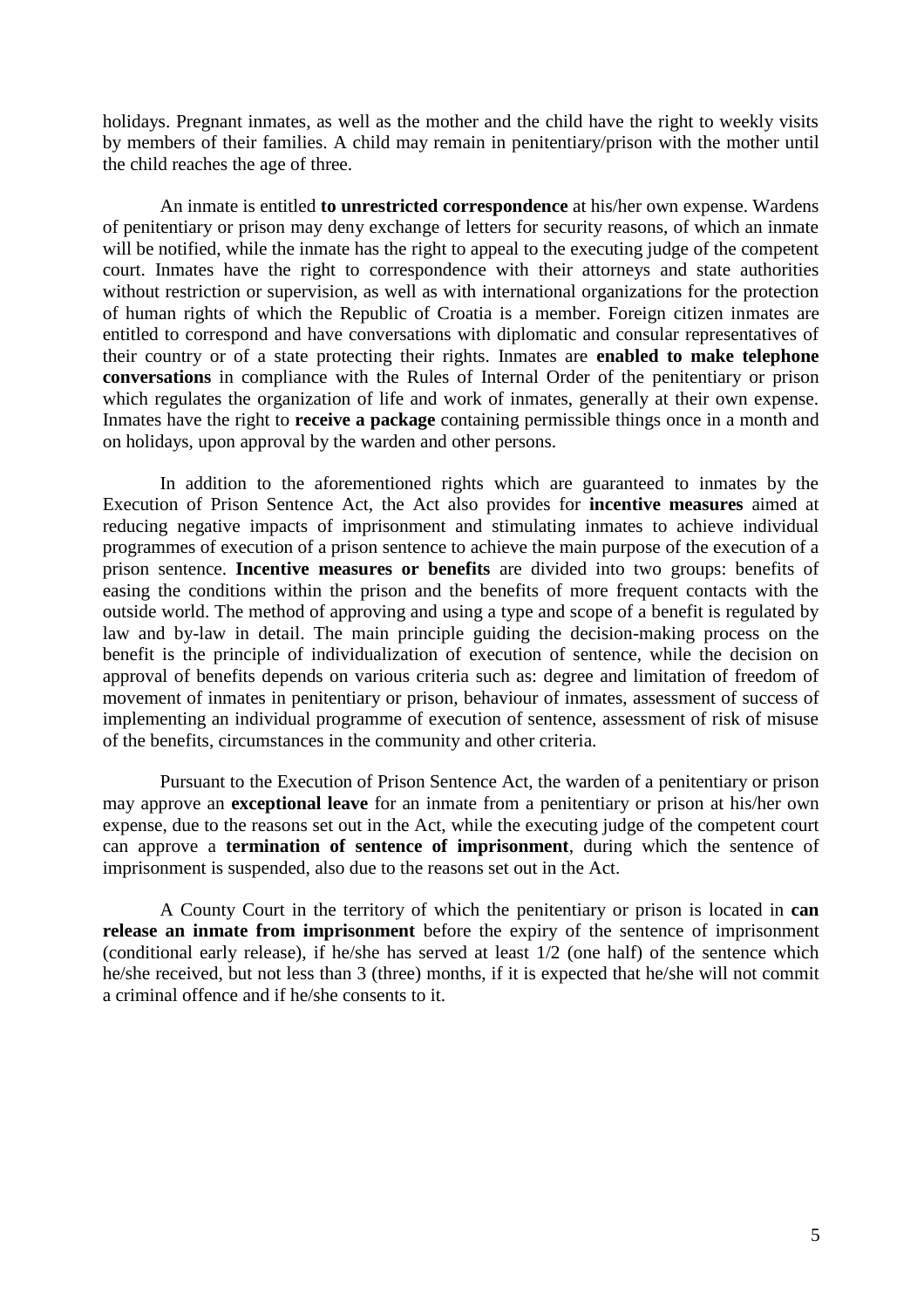holidays. Pregnant inmates, as well as the mother and the child have the right to weekly visits by members of their families. A child may remain in penitentiary/prison with the mother until the child reaches the age of three.

An inmate is entitled **to unrestricted correspondence** at his/her own expense. Wardens of penitentiary or prison may deny exchange of letters for security reasons, of which an inmate will be notified, while the inmate has the right to appeal to the executing judge of the competent court. Inmates have the right to correspondence with their attorneys and state authorities without restriction or supervision, as well as with international organizations for the protection of human rights of which the Republic of Croatia is a member. Foreign citizen inmates are entitled to correspond and have conversations with diplomatic and consular representatives of their country or of a state protecting their rights. Inmates are **enabled to make telephone conversations** in compliance with the Rules of Internal Order of the penitentiary or prison which regulates the organization of life and work of inmates, generally at their own expense. Inmates have the right to **receive a package** containing permissible things once in a month and on holidays, upon approval by the warden and other persons.

In addition to the aforementioned rights which are guaranteed to inmates by the Execution of Prison Sentence Act, the Act also provides for **incentive measures** aimed at reducing negative impacts of imprisonment and stimulating inmates to achieve individual programmes of execution of a prison sentence to achieve the main purpose of the execution of a prison sentence. **Incentive measures or benefits** are divided into two groups: benefits of easing the conditions within the prison and the benefits of more frequent contacts with the outside world. The method of approving and using a type and scope of a benefit is regulated by law and by-law in detail. The main principle guiding the decision-making process on the benefit is the principle of individualization of execution of sentence, while the decision on approval of benefits depends on various criteria such as: degree and limitation of freedom of movement of inmates in penitentiary or prison, behaviour of inmates, assessment of success of implementing an individual programme of execution of sentence, assessment of risk of misuse of the benefits, circumstances in the community and other criteria.

Pursuant to the Execution of Prison Sentence Act, the warden of a penitentiary or prison may approve an **exceptional leave** for an inmate from a penitentiary or prison at his/her own expense, due to the reasons set out in the Act, while the executing judge of the competent court can approve a **termination of sentence of imprisonment**, during which the sentence of imprisonment is suspended, also due to the reasons set out in the Act.

A County Court in the territory of which the penitentiary or prison is located in **can release an inmate from imprisonment** before the expiry of the sentence of imprisonment (conditional early release), if he/she has served at least 1/2 (one half) of the sentence which he/she received, but not less than 3 (three) months, if it is expected that he/she will not commit a criminal offence and if he/she consents to it.